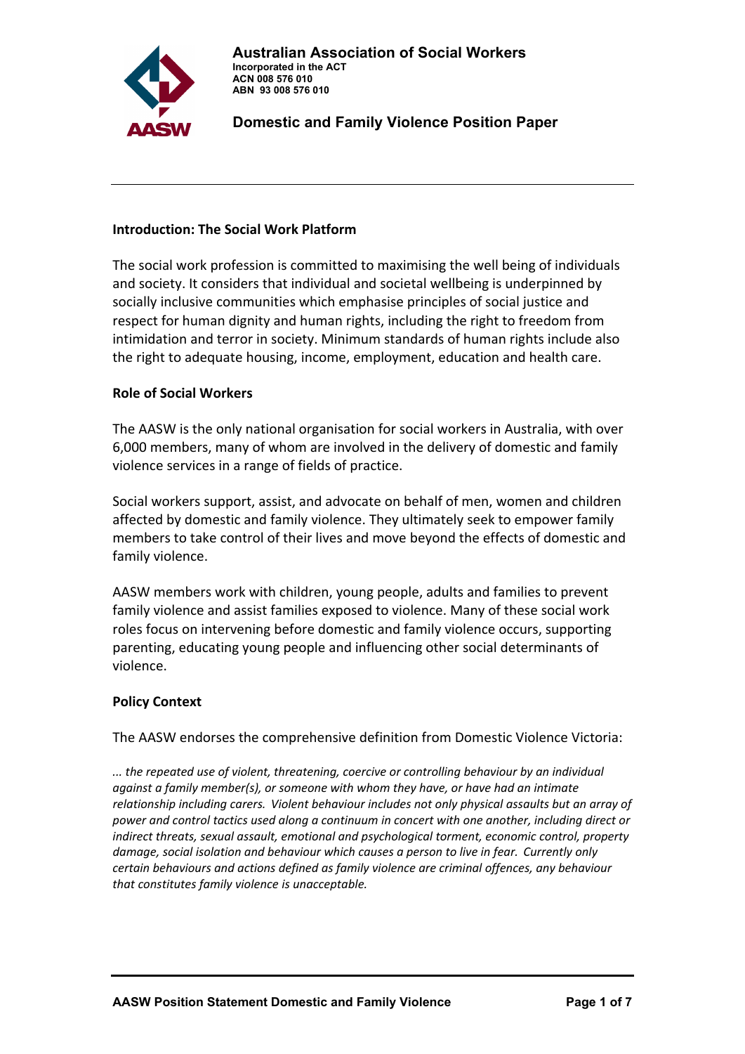**Australian Association of Social Workers**
**Incorporated in the ACT**
**ACN 008 576 010**
**ABN 93 008 576 010**

# Domestic and Family Violence Position Paper

## Introduction: The Social Work Platform

The social work profession is committed to maximising the well being of individuals and society. It considers that individual and societal wellbeing is underpinned by socially inclusive communities which emphasise principles of social justice and respect for human dignity and human rights, including the right to freedom from intimidation and terror in society. Minimum standards of human rights include also the right to adequate housing, income, employment, education and health care.

## Role of Social Workers

The AASW is the only national organisation for social workers in Australia, with over 6,000 members, many of whom are involved in the delivery of domestic and family violence services in a range of fields of practice.

Social workers support, assist, and advocate on behalf of men, women and children affected by domestic and family violence. They ultimately seek to empower family members to take control of their lives and move beyond the effects of domestic and family violence.

AASW members work with children, young people, adults and families to prevent family violence and assist families exposed to violence. Many of these social work roles focus on intervening before domestic and family violence occurs, supporting parenting, educating young people and influencing other social determinants of violence.

## Policy Context

The AASW endorses the comprehensive definition from Domestic Violence Victoria:

*... the repeated use of violent, threatening, coercive or controlling behaviour by an individual against a family member(s), or someone with whom they have, or have had an intimate relationship including carers. Violent behaviour includes not only physical assaults but an array of power and control tactics used along a continuum in concert with one another, including direct or indirect threats, sexual assault, emotional and psychological torment, economic control, property damage, social isolation and behaviour which causes a person to live in fear. Currently only certain behaviours and actions defined as family violence are criminal offences, any behaviour that constitutes family violence is unacceptable.*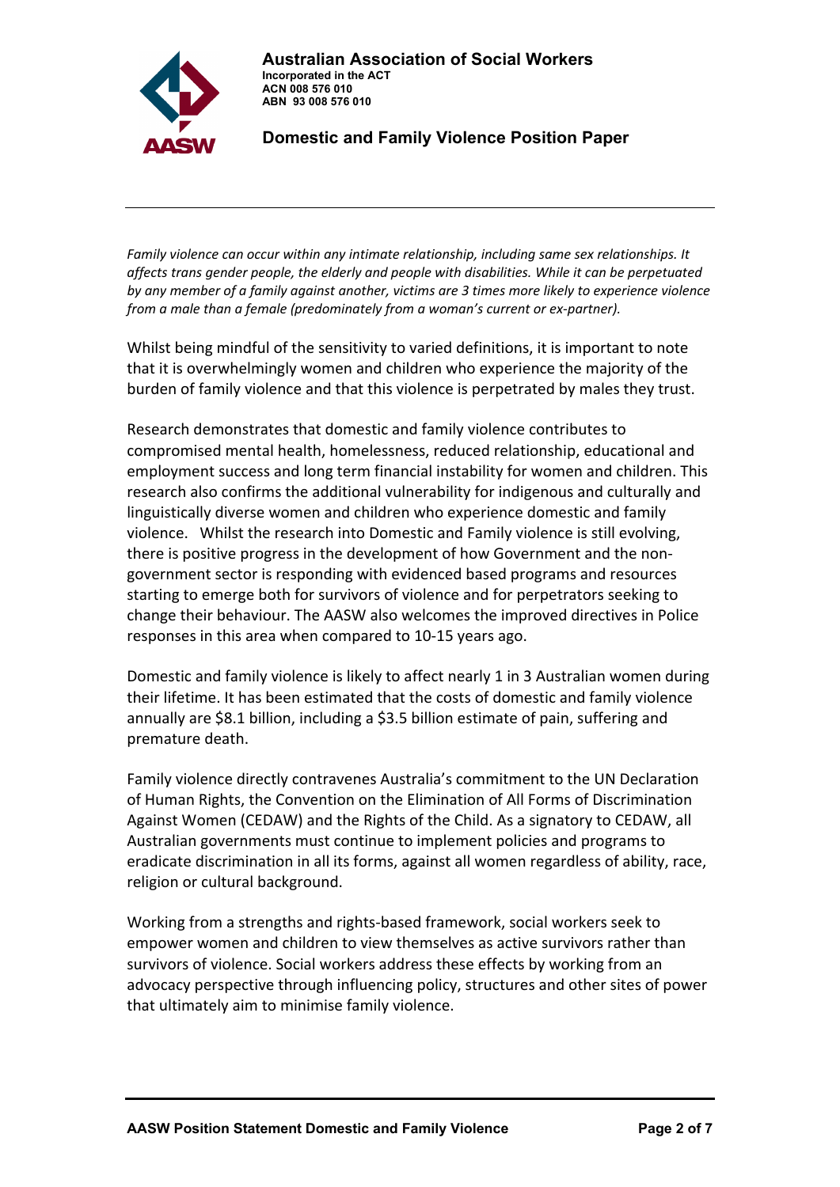*Family violence can occur within any intimate relationship, including same sex relationships. It affects trans gender people, the elderly and people with disabilities. While it can be perpetuated by any member of a family against another, victims are 3 times more likely to experience violence from a male than a female (predominately from a woman's current or ex-partner).*

Whilst being mindful of the sensitivity to varied definitions, it is important to note that it is overwhelmingly women and children who experience the majority of the burden of family violence and that this violence is perpetrated by males they trust.

Research demonstrates that domestic and family violence contributes to compromised mental health, homelessness, reduced relationship, educational and employment success and long term financial instability for women and children. This research also confirms the additional vulnerability for indigenous and culturally and linguistically diverse women and children who experience domestic and family violence. Whilst the research into Domestic and Family violence is still evolving, there is positive progress in the development of how Government and the non-government sector is responding with evidenced based programs and resources starting to emerge both for survivors of violence and for perpetrators seeking to change their behaviour. The AASW also welcomes the improved directives in Police responses in this area when compared to 10-15 years ago.

Domestic and family violence is likely to affect nearly 1 in 3 Australian women during their lifetime. It has been estimated that the costs of domestic and family violence annually are $8.1 billion, including a $3.5 billion estimate of pain, suffering and premature death.

Family violence directly contravenes Australia's commitment to the UN Declaration of Human Rights, the Convention on the Elimination of All Forms of Discrimination Against Women (CEDAW) and the Rights of the Child. As a signatory to CEDAW, all Australian governments must continue to implement policies and programs to eradicate discrimination in all its forms, against all women regardless of ability, race, religion or cultural background.

Working from a strengths and rights-based framework, social workers seek to empower women and children to view themselves as active survivors rather than survivors of violence. Social workers address these effects by working from an advocacy perspective through influencing policy, structures and other sites of power that ultimately aim to minimise family violence.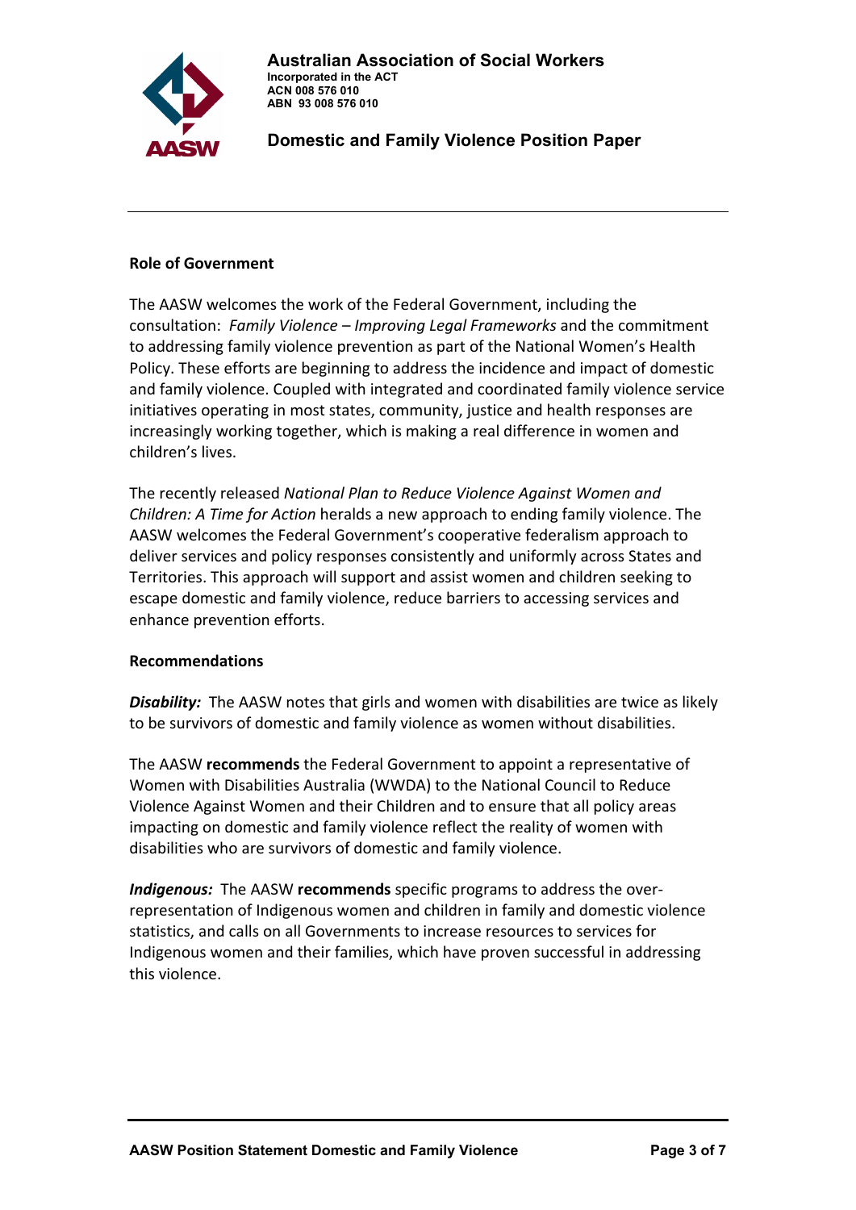**Role of Government**

The AASW welcomes the work of the Federal Government, including the consultation: *Family Violence – Improving Legal Frameworks* and the commitment to addressing family violence prevention as part of the National Women's Health Policy. These efforts are beginning to address the incidence and impact of domestic and family violence. Coupled with integrated and coordinated family violence service initiatives operating in most states, community, justice and health responses are increasingly working together, which is making a real difference in women and children's lives.

The recently released *National Plan to Reduce Violence Against Women and Children: A Time for Action* heralds a new approach to ending family violence. The AASW welcomes the Federal Government's cooperative federalism approach to deliver services and policy responses consistently and uniformly across States and Territories. This approach will support and assist women and children seeking to escape domestic and family violence, reduce barriers to accessing services and enhance prevention efforts.

**Recommendations**

***Disability:*** The AASW notes that girls and women with disabilities are twice as likely to be survivors of domestic and family violence as women without disabilities.

The AASW **recommends** the Federal Government to appoint a representative of Women with Disabilities Australia (WWDA) to the National Council to Reduce Violence Against Women and their Children and to ensure that all policy areas impacting on domestic and family violence reflect the reality of women with disabilities who are survivors of domestic and family violence.

***Indigenous:*** The AASW **recommends** specific programs to address the over-representation of Indigenous women and children in family and domestic violence statistics, and calls on all Governments to increase resources to services for Indigenous women and their families, which have proven successful in addressing this violence.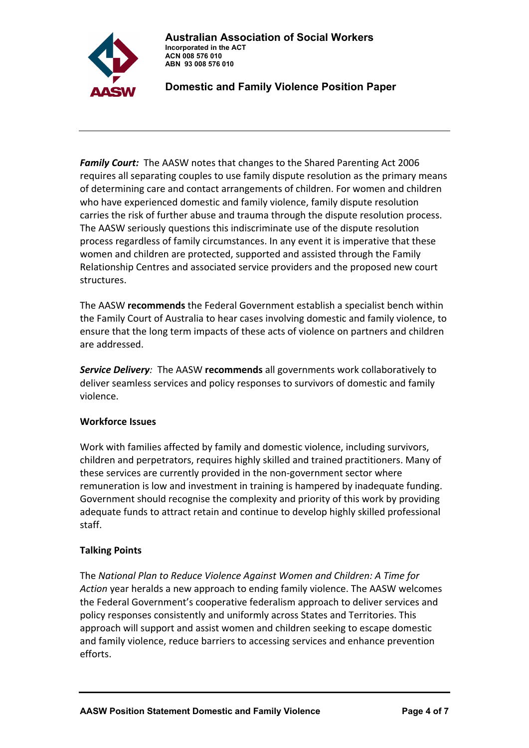***Family Court:*** The AASW notes that changes to the Shared Parenting Act 2006 requires all separating couples to use family dispute resolution as the primary means of determining care and contact arrangements of children. For women and children who have experienced domestic and family violence, family dispute resolution carries the risk of further abuse and trauma through the dispute resolution process. The AASW seriously questions this indiscriminate use of the dispute resolution process regardless of family circumstances. In any event it is imperative that these women and children are protected, supported and assisted through the Family Relationship Centres and associated service providers and the proposed new court structures.

The AASW **recommends** the Federal Government establish a specialist bench within the Family Court of Australia to hear cases involving domestic and family violence, to ensure that the long term impacts of these acts of violence on partners and children are addressed.

***Service Delivery**:* The AASW **recommends** all governments work collaboratively to deliver seamless services and policy responses to survivors of domestic and family violence.

**Workforce Issues**

Work with families affected by family and domestic violence, including survivors, children and perpetrators, requires highly skilled and trained practitioners. Many of these services are currently provided in the non-government sector where remuneration is low and investment in training is hampered by inadequate funding. Government should recognise the complexity and priority of this work by providing adequate funds to attract retain and continue to develop highly skilled professional staff.

**Talking Points**

The *National Plan to Reduce Violence Against Women and Children: A Time for Action* year heralds a new approach to ending family violence. The AASW welcomes the Federal Government's cooperative federalism approach to deliver services and policy responses consistently and uniformly across States and Territories. This approach will support and assist women and children seeking to escape domestic and family violence, reduce barriers to accessing services and enhance prevention efforts.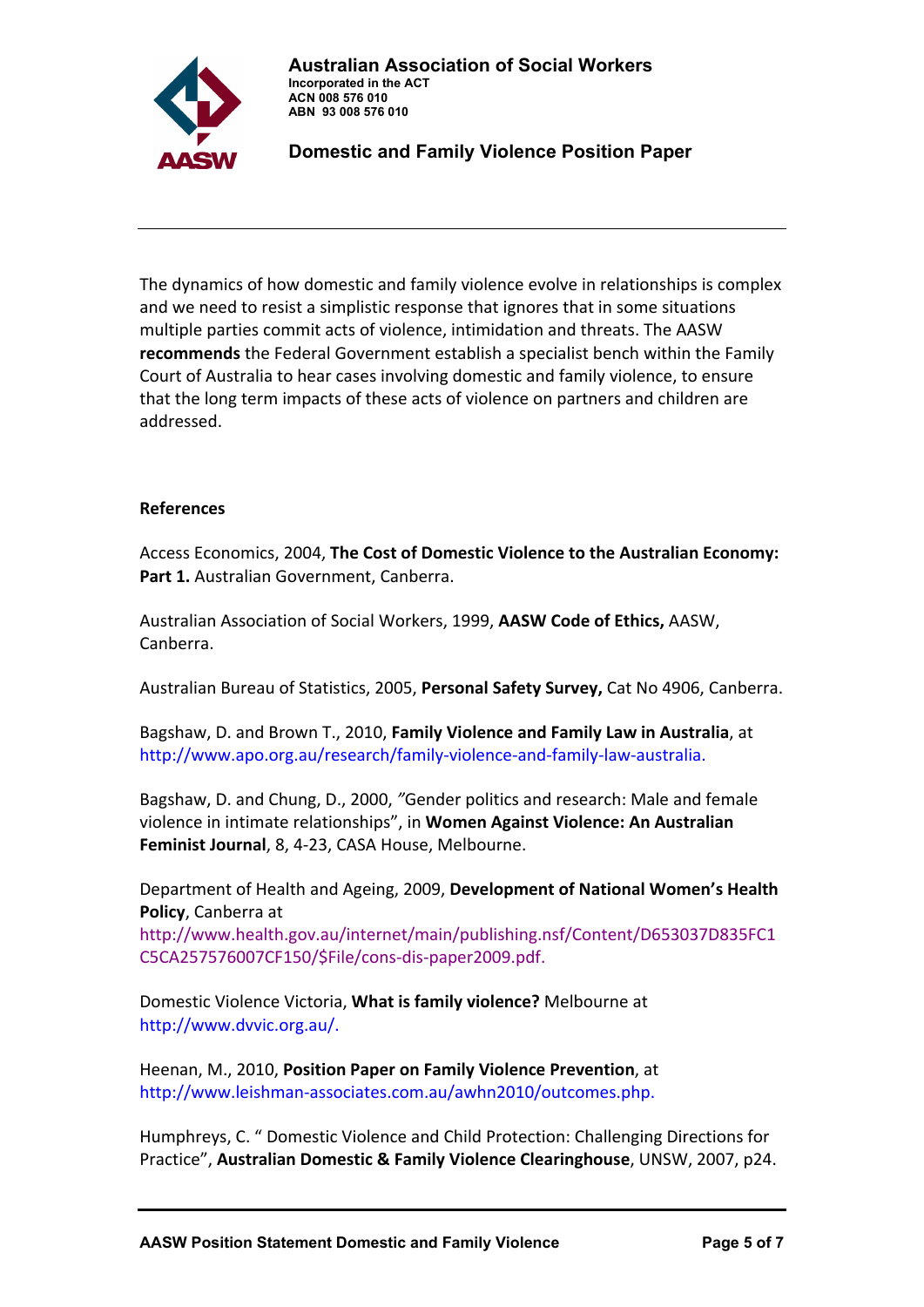The dynamics of how domestic and family violence evolve in relationships is complex and we need to resist a simplistic response that ignores that in some situations multiple parties commit acts of violence, intimidation and threats. The AASW **recommends** the Federal Government establish a specialist bench within the Family Court of Australia to hear cases involving domestic and family violence, to ensure that the long term impacts of these acts of violence on partners and children are addressed.

**References**

Access Economics, 2004, **The Cost of Domestic Violence to the Australian Economy: Part 1.** Australian Government, Canberra.

Australian Association of Social Workers, 1999, **AASW Code of Ethics,** AASW, Canberra.

Australian Bureau of Statistics, 2005, **Personal Safety Survey,** Cat No 4906, Canberra.

Bagshaw, D. and Brown T., 2010, **Family Violence and Family Law in Australia**, at http://www.apo.org.au/research/family-violence-and-family-law-australia.

Bagshaw, D. and Chung, D., 2000, "Gender politics and research: Male and female violence in intimate relationships", in **Women Against Violence: An Australian Feminist Journal**, 8, 4-23, CASA House, Melbourne.

Department of Health and Ageing, 2009, **Development of National Women's Health Policy**, Canberra at http://www.health.gov.au/internet/main/publishing.nsf/Content/D653037D835FC1C5CA257576007CF150/$File/cons-dis-paper2009.pdf.

Domestic Violence Victoria, **What is family violence?** Melbourne at http://www.dvvic.org.au/.

Heenan, M., 2010, **Position Paper on Family Violence Prevention**, at http://www.leishman-associates.com.au/awhn2010/outcomes.php.

Humphreys, C. " Domestic Violence and Child Protection: Challenging Directions for Practice", **Australian Domestic & Family Violence Clearinghouse**, UNSW, 2007, p24.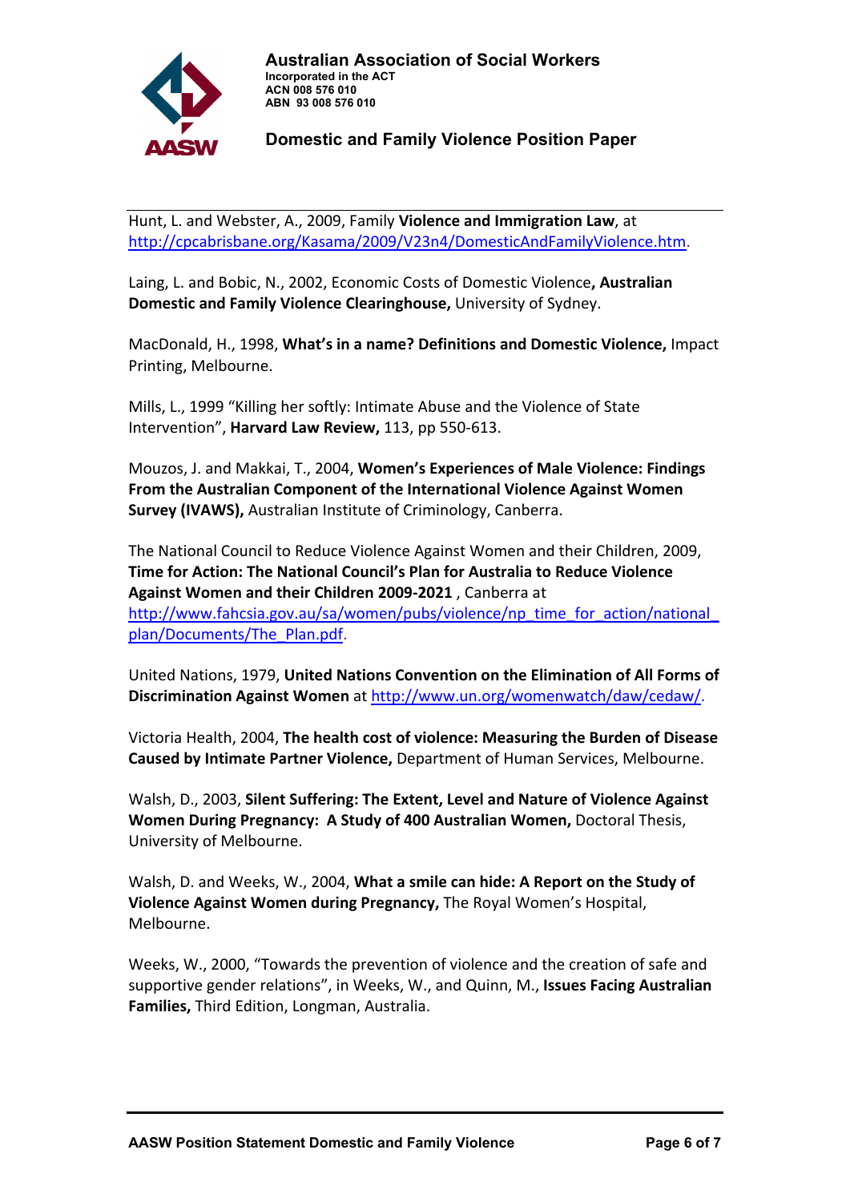Hunt, L. and Webster, A., 2009, Family **Violence and Immigration Law**, at http://cpcabrisbane.org/Kasama/2009/V23n4/DomesticAndFamilyViolence.htm.

Laing, L. and Bobic, N., 2002, Economic Costs of Domestic Violence**, Australian Domestic and Family Violence Clearinghouse,** University of Sydney.

MacDonald, H., 1998, **What's in a name? Definitions and Domestic Violence,** Impact Printing, Melbourne.

Mills, L., 1999 "Killing her softly: Intimate Abuse and the Violence of State Intervention", **Harvard Law Review,** 113, pp 550-613.

Mouzos, J. and Makkai, T., 2004, **Women's Experiences of Male Violence: Findings From the Australian Component of the International Violence Against Women Survey (IVAWS),** Australian Institute of Criminology, Canberra.

The National Council to Reduce Violence Against Women and their Children, 2009, **Time for Action: The National Council's Plan for Australia to Reduce Violence Against Women and their Children 2009-2021** , Canberra at http://www.fahcsia.gov.au/sa/women/pubs/violence/np_time_for_action/national_plan/Documents/The_Plan.pdf.

United Nations, 1979, **United Nations Convention on the Elimination of All Forms of Discrimination Against Women** at http://www.un.org/womenwatch/daw/cedaw/.

Victoria Health, 2004, **The health cost of violence: Measuring the Burden of Disease Caused by Intimate Partner Violence,** Department of Human Services, Melbourne.

Walsh, D., 2003, **Silent Suffering: The Extent, Level and Nature of Violence Against Women During Pregnancy: A Study of 400 Australian Women,** Doctoral Thesis, University of Melbourne.

Walsh, D. and Weeks, W., 2004, **What a smile can hide: A Report on the Study of Violence Against Women during Pregnancy,** The Royal Women's Hospital, Melbourne.

Weeks, W., 2000, "Towards the prevention of violence and the creation of safe and supportive gender relations", in Weeks, W., and Quinn, M., **Issues Facing Australian Families,** Third Edition, Longman, Australia.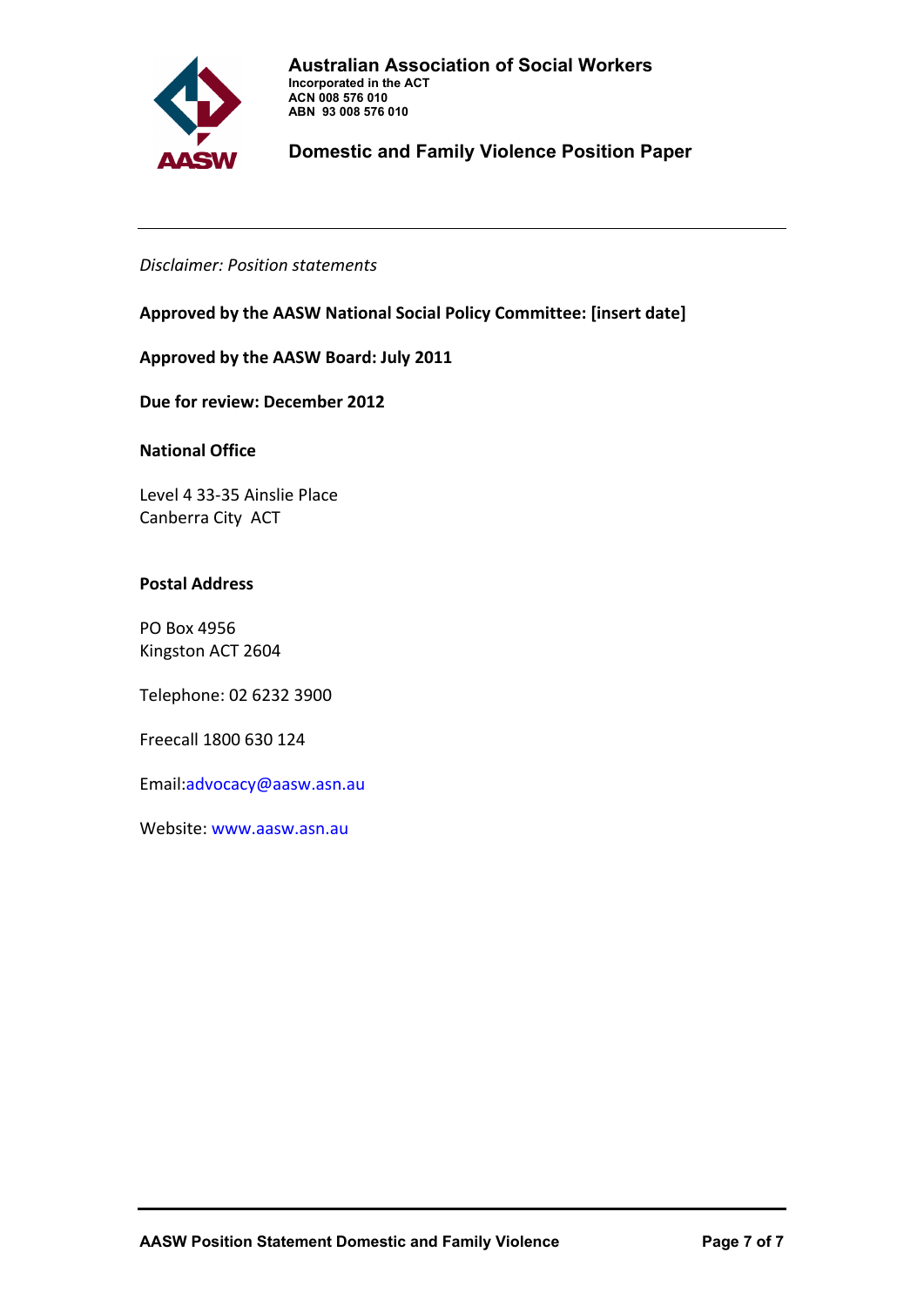**Australian Association of Social Workers**
**Incorporated in the ACT**
**ACN 008 576 010**
**ABN 93 008 576 010**

**Domestic and Family Violence Position Paper**

---

*Disclaimer: Position statements*

**Approved by the AASW National Social Policy Committee: [insert date]**

**Approved by the AASW Board: July 2011**

**Due for review: December 2012**

**National Office**

Level 4 33-35 Ainslie Place
Canberra City ACT

**Postal Address**

PO Box 4956
Kingston ACT 2604

Telephone: 02 6232 3900

Freecall 1800 630 124

Email:advocacy@aasw.asn.au

Website: www.aasw.asn.au